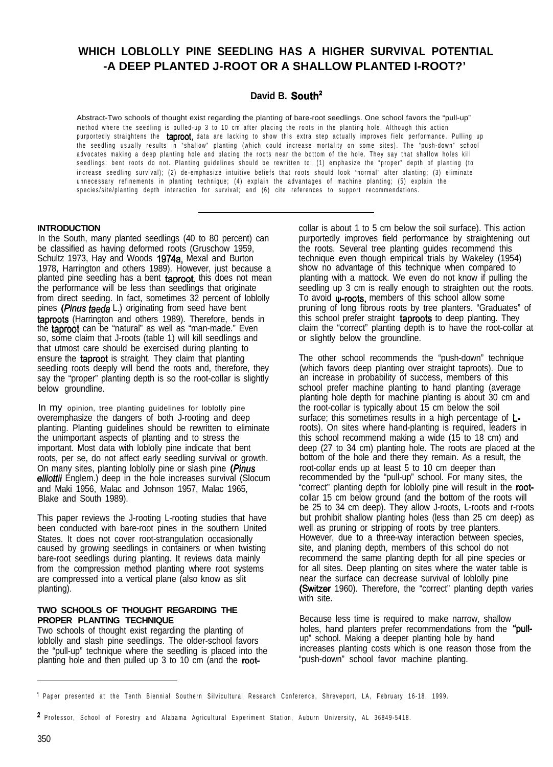# WHICH LOBLOLLY PINE SEEDLING HAS A HIGHER SURVIVAL POTENTIAL -A DEEP PLANTED J-ROOT OR A SHALLOW PLANTED I-ROOT?[1]

**David B. South[2]**

Abstract-Two schools of thought exist regarding the planting of bare-root seedlings. One school favors the "pull-up" method where the seedling is pulled-up 3 to 10 cm after placing the roots in the planting hole. Although this action purportedly straightens the taproot, data are lacking to show this extra step actually improves field performance. Pulling up the seedling usually results in "shallow" planting (which could increase mortality on some sites). The "push-down" school advocates making a deep planting hole and placing the roots near the bottom of the hole. They say that shallow holes kill seedlings: bent roots do not. Planting guidelines should be rewritten to: (1) emphasize the "proper" depth of planting (to increase seedling survival); (2) de-emphasize intuitive beliefs that roots should look "normal" after planting; (3) eliminate unnecessary refinements in planting technique; (4) explain the advantages of machine planting; (5) explain the species/site/planting depth interaction for survival; and (6) cite references to support recommendations.

## INTRODUCTION

In the South, many planted seedlings (40 to 80 percent) can be classified as having deformed roots (Gruschow 1959, Schultz 1973, Hay and Woods 1974a, Mexal and Burton 1978, Harrington and others 1989). However, just because a planted pine seedling has a bent taproot, this does not mean the performance will be less than seedlings that originate from direct seeding. In fact, sometimes 32 percent of loblolly pines (*Pinus taeda* L.) originating from seed have bent taproots (Harrington and others 1989). Therefore, bends in the taproot can be "natural" as well as "man-made." Even so, some claim that J-roots (table 1) will kill seedlings and that utmost care should be exercised during planting to ensure the taproot is straight. They claim that planting seedling roots deeply will bend the roots and, therefore, they say the "proper" planting depth is so the root-collar is slightly below groundline.

In my opinion, tree planting guidelines for loblolly pine overemphasize the dangers of both J-rooting and deep planting. Planting guidelines should be rewritten to eliminate the unimportant aspects of planting and to stress the important. Most data with loblolly pine indicate that bent roots, per se, do not affect early seedling survival or growth. On many sites, planting loblolly pine or slash pine (*Pinus elliottii* Englem.) deep in the hole increases survival (Slocum and Maki 1956, Malac and Johnson 1957, Malac 1965, Blake and South 1989).

This paper reviews the J-rooting L-rooting studies that have been conducted with bare-root pines in the southern United States. It does not cover root-strangulation occasionally caused by growing seedlings in containers or when twisting bare-root seedlings during planting. It reviews data mainly from the compression method planting where root systems are compressed into a vertical plane (also know as slit planting).

## TWO SCHOOLS OF THOUGHT REGARDING THE PROPER PLANTING TECHNIQUE

Two schools of thought exist regarding the planting of loblolly and slash pine seedlings. The older-school favors the "pull-up" technique where the seedling is placed into the planting hole and then pulled up 3 to 10 cm (and the root-collar is about 1 to 5 cm below the soil surface). This action purportedly improves field performance by straightening out the roots. Several tree planting guides recommend this technique even though empirical trials by Wakeley (1954) show no advantage of this technique when compared to planting with a mattock. We even do not know if pulling the seedling up 3 cm is really enough to straighten out the roots. To avoid ψ-roots, members of this school allow some pruning of long fibrous roots by tree planters. "Graduates" of this school prefer straight taproots to deep planting. They claim the "correct" planting depth is to have the root-collar at or slightly below the groundline.

The other school recommends the "push-down" technique (which favors deep planting over straight taproots). Due to an increase in probability of success, members of this school prefer machine planting to hand planting (average planting hole depth for machine planting is about 30 cm and the root-collar is typically about 15 cm below the soil surface; this sometimes results in a high percentage of L-roots). On sites where hand-planting is required, leaders in this school recommend making a wide (15 to 18 cm) and deep (27 to 34 cm) planting hole. The roots are placed at the bottom of the hole and there they remain. As a result, the root-collar ends up at least 5 to 10 cm deeper than recommended by the "pull-up" school. For many sites, the "correct" planting depth for loblolly pine will result in the root-collar 15 cm below ground (and the bottom of the roots will be 25 to 34 cm deep). They allow J-roots, L-roots and r-roots but prohibit shallow planting holes (less than 25 cm deep) as well as pruning or stripping of roots by tree planters. However, due to a three-way interaction between species, site, and planing depth, members of this school do not recommend the same planting depth for all pine species or for all sites. Deep planting on sites where the water table is near the surface can decrease survival of loblolly pine (Switzer 1960). Therefore, the "correct" planting depth varies with site.

Because less time is required to make narrow, shallow holes, hand planters prefer recommendations from the "pull-up" school. Making a deeper planting hole by hand increases planting costs which is one reason those from the "push-down" school favor machine planting.

---

[1] Paper presented at the Tenth Biennial Southern Silvicultural Research Conference, Shreveport, LA, February 16-18, 1999.

[2] Professor, School of Forestry and Alabama Agricultural Experiment Station, Auburn University, AL 36849-5418.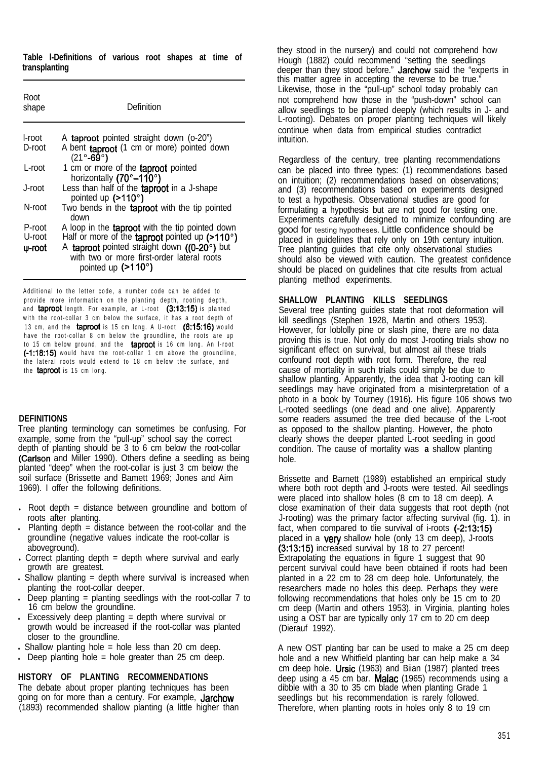**Table I-Definitions of various root shapes at time of transplanting**

| Root shape | Definition |
|---|---|
| I-root | A taproot pointed straight down (0-20°) |
| D-root | A bent taproot (1 cm or more) pointed down (21°-69°) |
| L-root | 1 cm or more of the taproot pointed horizontally (70°–110°) |
| J-root | Less than half of the taproot in a J-shape pointed up (>110°) |
| N-root | Two bends in the taproot with the tip pointed down |
| P-root | A loop in the taproot with the tip pointed down |
| U-root | Half or more of the taproot pointed up (>110°) |
| ψ-root | A taproot pointed straight down ((0-20°) but with two or more first-order lateral roots pointed up (>110°) |

Additional to the letter code, a number code can be added to provide more information on the planting depth, rooting depth, and taproot length. For example, an L-root (3:13:15) is planted with the root-collar 3 cm below the surface, it has a root depth of 13 cm, and the taproot is 15 cm long. A U-root (8:15:16) would have the root-collar 8 cm below the groundline, the roots are up to 15 cm below ground, and the taproot is 16 cm long. An I-root (-1:18:15) would have the root-collar 1 cm above the groundline, the lateral roots would extend to 18 cm below the surface, and the taproot is 15 cm long.

## DEFINITIONS

Tree planting terminology can sometimes be confusing. For example, some from the "pull-up" school say the correct depth of planting should be 3 to 6 cm below the root-collar (Carlson and Miller 1990). Others define a seedling as being planted "deep" when the root-collar is just 3 cm below the soil surface (Brissette and Barnett 1969; Jones and Aim 1969). I offer the following definitions.

- Root depth = distance between groundline and bottom of roots after planting.
- Planting depth = distance between the root-collar and the groundline (negative values indicate the root-collar is aboveground).
- Correct planting depth = depth where survival and early growth are greatest.
- Shallow planting = depth where survival is increased when planting the root-collar deeper.
- Deep planting = planting seedlings with the root-collar 7 to 16 cm below the groundline.
- Excessively deep planting = depth where survival or growth would be increased if the root-collar was planted closer to the groundline.
- Shallow planting hole = hole less than 20 cm deep.
- Deep planting hole = hole greater than 25 cm deep.

## HISTORY OF PLANTING RECOMMENDATIONS

The debate about proper planting techniques has been going on for more than a century. For example, Jarchow (1893) recommended shallow planting (a little higher than they stood in the nursery) and could not comprehend how Hough (1882) could recommend "setting the seedlings deeper than they stood before." Jarchow said the "experts in this matter agree in accepting the reverse to be true." Likewise, those in the "pull-up" school today probably can not comprehend how those in the "push-down" school can allow seedlings to be planted deeply (which results in J- and L-rooting). Debates on proper planting techniques will likely continue when data from empirical studies contradict intuition.

Regardless of the century, tree planting recommendations can be placed into three types: (1) recommendations based on intuition; (2) recommendations based on observations; and (3) recommendations based on experiments designed to test a hypothesis. Observational studies are good for formulating a hypothesis but are not good for testing one. Experiments carefully designed to minimize confounding are good for testing hypotheses. Little confidence should be placed in guidelines that rely only on 19th century intuition. Tree planting guides that cite only observational studies should also be viewed with caution. The greatest confidence should be placed on guidelines that cite results from actual planting method experiments.

## SHALLOW PLANTING KILLS SEEDLINGS

Several tree planting guides state that root deformation will kill seedlings (Stephen 1928, Martin and others 1953). However, for loblolly pine or slash pine, there are no data proving this is true. Not only do most J-rooting trials show no significant effect on survival, but almost ail these trials confound root depth with root form. Therefore, the real cause of mortality in such trials could simply be due to shallow planting. Apparently, the idea that J-rooting can kill seedlings may have originated from a misinterpretation of a photo in a book by Tourney (1916). His figure 106 shows two L-rooted seedlings (one dead and one alive). Apparently some readers assumed the tree died because of the L-root as opposed to the shallow planting. However, the photo clearly shows the deeper planted L-root seedling in good condition. The cause of mortality was a shallow planting hole.

Brissette and Barnett (1989) established an empirical study where both root depth and J-roots were tested. Ail seedlings were placed into shallow holes (8 cm to 18 cm deep). A close examination of their data suggests that root depth (not J-rooting) was the primary factor affecting survival (fig. 1). in fact, when compared to tlie survival of i-roots (-2:13:15) placed in a very shallow hole (only 13 cm deep), J-roots (3:13:15) increased survival by 18 to 27 percent! Extrapolating the equations in figure 1 suggest that 90 percent survival could have been obtained if roots had been planted in a 22 cm to 28 cm deep hole. Unfortunately, the researchers made no holes this deep. Perhaps they were following recommendations that holes only be 15 cm to 20 cm deep (Martin and others 1953). in Virginia, planting holes using a OST bar are typically only 17 cm to 20 cm deep (Dierauf 1992).

A new OST planting bar can be used to make a 25 cm deep hole and a new Whitfield planting bar can help make a 34 cm deep hole. Ursic (1963) and Biian (1987) planted trees deep using a 45 cm bar. Malac (1965) recommends using a dibble with a 30 to 35 cm blade when planting Grade 1 seedlings but his recommendation is rarely followed. Therefore, when planting roots in holes only 8 to 19 cm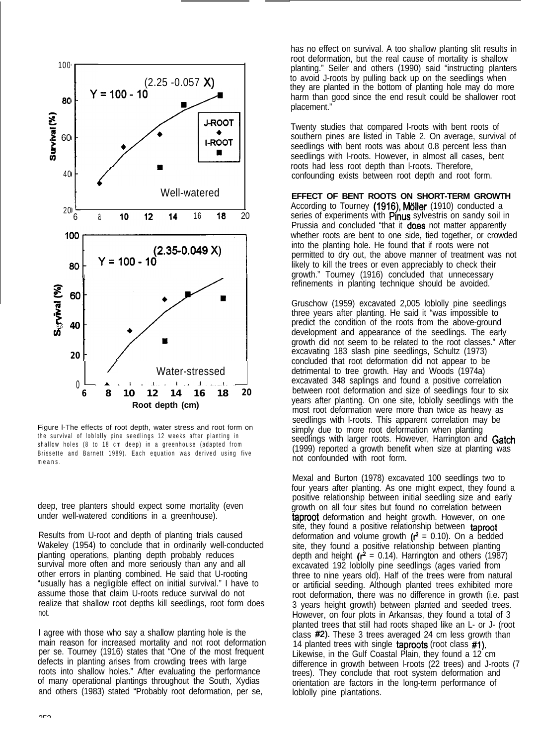Figure l-The effects of root depth, water stress and root form on the survival of loblolly pine seedlings 12 weeks after planting in shallow holes (8 to 18 cm deep) in a greenhouse (adapted from Brissette and Barnett 1989). Each equation was derived using five means.

deep, tree planters should expect some mortality (even under well-watered conditions in a greenhouse).

Results from U-root and depth of planting trials caused Wakeley (1954) to conclude that in ordinarily well-conducted planting operations, planting depth probably reduces survival more often and more seriously than any and all other errors in planting combined. He said that U-rooting "usually has a negligible effect on initial survival." I have to assume those that claim U-roots reduce survival do not realize that shallow root depths kill seedlings, root form does not.

I agree with those who say a shallow planting hole is the main reason for increased mortality and not root deformation per se. Tourney (1916) states that "One of the most frequent defects in planting arises from crowding trees with large roots into shallow holes." After evaluating the performance of many operational plantings throughout the South, Xydias and others (1983) stated "Probably root deformation, per se, has no effect on survival. A too shallow planting slit results in root deformation, but the real cause of mortality is shallow planting." Seiler and others (1990) said "instructing planters to avoid J-roots by pulling back up on the seedlings when they are planted in the bottom of planting hole may do more harm than good since the end result could be shallower root placement."

Twenty studies that compared l-roots with bent roots of southern pines are listed in Table 2. On average, survival of seedlings with bent roots was about 0.8 percent less than seedlings with l-roots. However, in almost all cases, bent roots had less root depth than l-roots. Therefore, confounding exists between root depth and root form.

**EFFECT OF BENT ROOTS ON SHORT-TERM GROWTH**

According to Tourney (1916), Möller (1910) conducted a series of experiments with *Pinus sylvestris* on sandy soil in Prussia and concluded "that it does not matter apparently whether roots are bent to one side, tied together, or crowded into the planting hole. He found that if roots were not permitted to dry out, the above manner of treatment was not likely to kill the trees or even appreciably to check their growth." Tourney (1916) concluded that unnecessary refinements in planting technique should be avoided.

Gruschow (1959) excavated 2,005 loblolly pine seedlings three years after planting. He said it "was impossible to predict the condition of the roots from the above-ground development and appearance of the seedlings. The early growth did not seem to be related to the root classes." After excavating 183 slash pine seedlings, Schultz (1973) concluded that root deformation did not appear to be detrimental to tree growth. Hay and Woods (1974a) excavated 348 saplings and found a positive correlation between root deformation and size of seedlings four to six years after planting. On one site, loblolly seedlings with the most root deformation were more than twice as heavy as seedlings with l-roots. This apparent correlation may be simply due to more root deformation when planting seedlings with larger roots. However, Harrington and Gatch (1999) reported a growth benefit when size at planting was not confounded with root form.

Mexal and Burton (1978) excavated 100 seedlings two to four years after planting. As one might expect, they found a positive relationship between initial seedling size and early growth on all four sites but found no correlation between taproot deformation and height growth. However, on one site, they found a positive relationship between taproot deformation and volume growth ($r^2$ = 0.10). On a bedded site, they found a positive relationship between planting depth and height ($r^2$ = 0.14). Harrington and others (1987) excavated 192 loblolly pine seedlings (ages varied from three to nine years old). Half of the trees were from natural or artificial seeding. Although planted trees exhibited more root deformation, there was no difference in growth (i.e. past 3 years height growth) between planted and seeded trees. However, on four plots in Arkansas, they found a total of 3 planted trees that still had roots shaped like an L- or J- (root class #2). These 3 trees averaged 24 cm less growth than 14 planted trees with single taproots (root class #1). Likewise, in the Gulf Coastal Plain, they found a 12 cm difference in growth between l-roots (22 trees) and J-roots (7 trees). They conclude that root system deformation and orientation are factors in the long-term performance of loblolly pine plantations.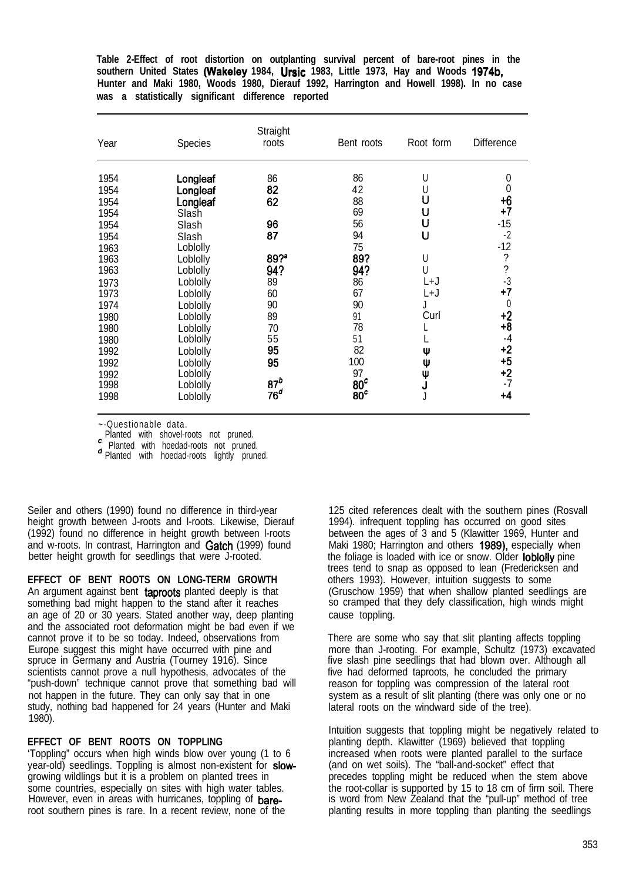**Table 2-Effect of root distortion on outplanting survival percent of bare-root pines in the southern United States (Wakeley 1984, Ursic 1983, Little 1973, Hay and Woods 1974b, Hunter and Maki 1980, Woods 1980, Dierauf 1992, Harrington and Howell 1998). In no case was a statistically significant difference reported**

| Year | Species | Straight roots | Bent roots | Root form | Difference |
|---|---|---|---|---|---|
| 1954 | Longleaf | 86 | 86 | U | 0 |
| 1954 | Longleaf | 82 | 42 | U | 0 |
| 1954 | Longleaf | 62 | 88 | U | +6 |
| 1954 | Slash | | 69 | U | +7 |
| 1954 | Slash | 96 | 56 | U | -15 |
| 1954 | Slash | 87 | 94 | U | -2 |
| 1963 | Loblolly | | 75 | | -12 |
| 1963 | Loblolly | 89?[a] | 89? | U | ? |
| 1963 | Loblolly | 94? | 94? | U | ? |
| 1973 | Loblolly | 89 | 86 | L+J | -3 |
| 1973 | Loblolly | 60 | 67 | L+J | +7 |
| 1974 | Loblolly | 90 | 90 | J | 0 |
| 1980 | Loblolly | 89 | 91 | Curl | +2 |
| 1980 | Loblolly | 70 | 78 | L | +8 |
| 1980 | Loblolly | 55 | 51 | L | -4 |
| 1992 | Loblolly | 95 | 82 | ψ | +2 |
| 1992 | Loblolly | 95 | 100 | ψ | +5 |
| 1992 | Loblolly | | 97 | ψ | +2 |
| 1998 | Loblolly | 87[b] | 80[c] | J | -7 |
| 1998 | Loblolly | 76[d] | 80[c] | J | +4 |

[a] Questionable data.
[b] Planted with shovel-roots not pruned.
[c] Planted with hoedad-roots not pruned.
[d] Planted with hoedad-roots lightly pruned.

Seiler and others (1990) found no difference in third-year height growth between J-roots and l-roots. Likewise, Dierauf (1992) found no difference in height growth between l-roots and w-roots. In contrast, Harrington and Gatch (1999) found better height growth for seedlings that were J-rooted.

**EFFECT OF BENT ROOTS ON LONG-TERM GROWTH**

An argument against bent taproots planted deeply is that something bad might happen to the stand after it reaches an age of 20 or 30 years. Stated another way, deep planting and the associated root deformation might be bad even if we cannot prove it to be so today. Indeed, observations from Europe suggest this might have occurred with pine and spruce in Germany and Austria (Tourney 1916). Since scientists cannot prove a null hypothesis, advocates of the "push-down" technique cannot prove that something bad will not happen in the future. They can only say that in one study, nothing bad happened for 24 years (Hunter and Maki 1980).

**EFFECT OF BENT ROOTS ON TOPPLING**

'Toppling" occurs when high winds blow over young (1 to 6 year-old) seedlings. Toppling is almost non-existent for slow-growing wildlings but it is a problem on planted trees in some countries, especially on sites with high water tables. However, even in areas with hurricanes, toppling of bare-root southern pines is rare. In a recent review, none of the 125 cited references dealt with the southern pines (Rosvall 1994). infrequent toppling has occurred on good sites between the ages of 3 and 5 (Klawitter 1969, Hunter and Maki 1980; Harrington and others 1989), especially when the foliage is loaded with ice or snow. Older loblolly pine trees tend to snap as opposed to lean (Fredericksen and others 1993). However, intuition suggests to some (Gruschow 1959) that when shallow planted seedlings are so cramped that they defy classification, high winds might cause toppling.

There are some who say that slit planting affects toppling more than J-rooting. For example, Schultz (1973) excavated five slash pine seedlings that had blown over. Although all five had deformed taproots, he concluded the primary reason for toppling was compression of the lateral root system as a result of slit planting (there was only one or no lateral roots on the windward side of the tree).

Intuition suggests that toppling might be negatively related to planting depth. Klawitter (1969) believed that toppling increased when roots were planted parallel to the surface (and on wet soils). The "ball-and-socket" effect that precedes toppling might be reduced when the stem above the root-collar is supported by 15 to 18 cm of firm soil. There is word from New Zealand that the "pull-up" method of tree planting results in more toppling than planting the seedlings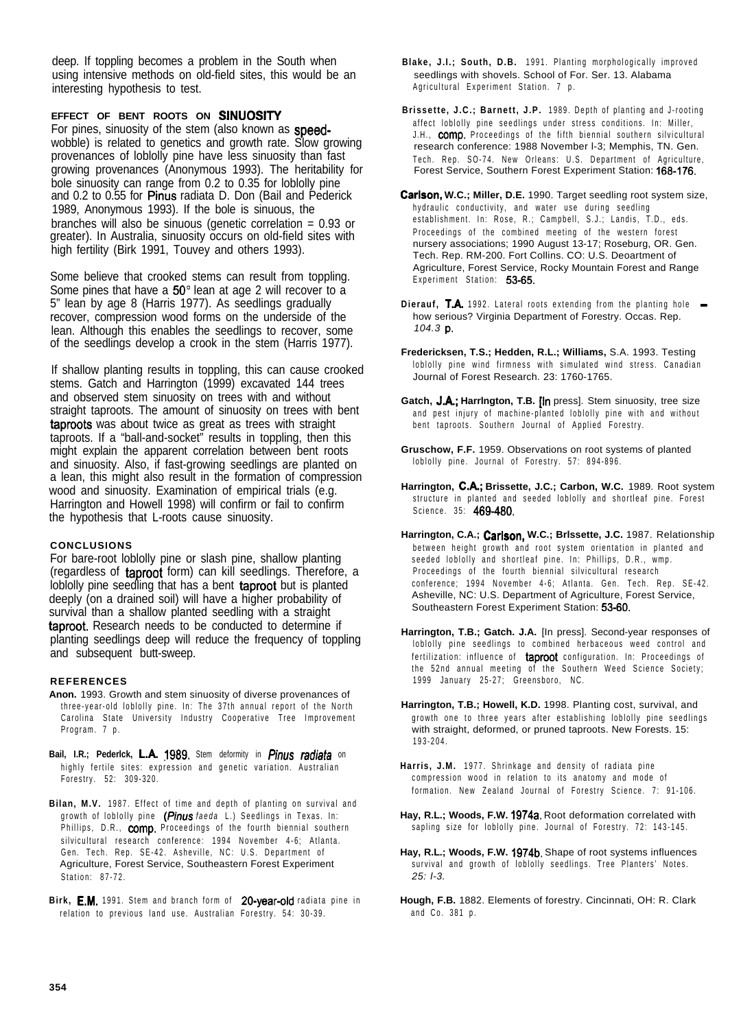deep. If toppling becomes a problem in the South when using intensive methods on old-field sites, this would be an interesting hypothesis to test.

### EFFECT OF BENT ROOTS ON SINUOSITY

For pines, sinuosity of the stem (also known as speed-wobble) is related to genetics and growth rate. Slow growing provenances of loblolly pine have less sinuosity than fast growing provenances (Anonymous 1993). The heritability for bole sinuosity can range from 0.2 to 0.35 for loblolly pine and 0.2 to 0.55 for Pinus radiata D. Don (Bail and Pederick 1989, Anonymous 1993). If the bole is sinuous, the branches will also be sinuous (genetic correlation = 0.93 or greater). In Australia, sinuosity occurs on old-field sites with high fertility (Birk 1991, Touvey and others 1993).

Some believe that crooked stems can result from toppling. Some pines that have a 50° lean at age 2 will recover to a 5" lean by age 8 (Harris 1977). As seedlings gradually recover, compression wood forms on the underside of the lean. Although this enables the seedlings to recover, some of the seedlings develop a crook in the stem (Harris 1977).

If shallow planting results in toppling, this can cause crooked stems. Gatch and Harrington (1999) excavated 144 trees and observed stem sinuosity on trees with and without straight taproots. The amount of sinuosity on trees with bent taproots was about twice as great as trees with straight taproots. If a "ball-and-socket" results in toppling, then this might explain the apparent correlation between bent roots and sinuosity. Also, if fast-growing seedlings are planted on a lean, this might also result in the formation of compression wood and sinuosity. Examination of empirical trials (e.g. Harrington and Howell 1998) will confirm or fail to confirm the hypothesis that L-roots cause sinuosity.

### CONCLUSIONS

For bare-root loblolly pine or slash pine, shallow planting (regardless of taproot form) can kill seedlings. Therefore, a loblolly pine seedling that has a bent taproot but is planted deeply (on a drained soil) will have a higher probability of survival than a shallow planted seedling with a straight taproot. Research needs to be conducted to determine if planting seedlings deep will reduce the frequency of toppling and subsequent butt-sweep.

### REFERENCES

**Anon.** 1993. Growth and stem sinuosity of diverse provenances of three-year-old loblolly pine. In: The 37th annual report of the North Carolina State University Industry Cooperative Tree Improvement Program. 7 p.

**Bail, I.R.; Pederick, L.A.** 1989. Stem deformity in *Pinus radiata* on highly fertile sites: expression and genetic variation. Australian Forestry. 52: 309-320.

**Bilan, M.V.** 1987. Effect of time and depth of planting on survival and growth of loblolly pine (*Pinus faeda* L.) Seedlings in Texas. In: Phillips, D.R., comp. Proceedings of the fourth biennial southern silvicultural research conference: 1994 November 4-6; Atlanta. Gen. Tech. Rep. SE-42. Asheville, NC: U.S. Department of Agriculture, Forest Service, Southeastern Forest Experiment Station: 87-72.

**Birk, E.M.** 1991. Stem and branch form of 20-year-old radiata pine in relation to previous land use. Australian Forestry. 54: 30-39.

**Blake, J.I.; South, D.B.** 1991. Planting morphologically improved seedlings with shovels. School of For. Ser. 13. Alabama Agricultural Experiment Station. 7 p.

**Brissette, J.C.; Barnett, J.P.** 1989. Depth of planting and J-rooting affect loblolly pine seedlings under stress conditions. In: Miller, J.H., comp. Proceedings of the fifth biennial southern silvicultural research conference: 1988 November l-3; Memphis, TN. Gen. Tech. Rep. SO-74. New Orleans: U.S. Department of Agriculture, Forest Service, Southern Forest Experiment Station: 168-176.

**Carlson, W.C.; Miller, D.E.** 1990. Target seedling root system size, hydraulic conductivity, and water use during seedling establishment. In: Rose, R.; Campbell, S.J.; Landis, T.D., eds. Proceedings of the combined meeting of the western forest nursery associations; 1990 August 13-17; Roseburg, OR. Gen. Tech. Rep. RM-200. Fort Collins. CO: U.S. Deoartment of Agriculture, Forest Service, Rocky Mountain Forest and Range Experiment Station: 53-65.

**Dierauf, T.A.** 1992. Lateral roots extending from the planting hole - how serious? Virginia Department of Forestry. Occas. Rep. *104.3* p.

**Fredericksen, T.S.; Hedden, R.L.; Williams,** S.A. 1993. Testing loblolly pine wind firmness with simulated wind stress. Canadian Journal of Forest Research. 23: 1760-1765.

**Gatch, J.A.; Harrington, T.B.** [In press]. Stem sinuosity, tree size and pest injury of machine-planted loblolly pine with and without bent taproots. Southern Journal of Applied Forestry.

**Gruschow, F.F.** 1959. Observations on root systems of planted loblolly pine. Journal of Forestry. 57: 894-896.

**Harrington, C.A.; Brissette, J.C.; Carbon, W.C.** 1989. Root system structure in planted and seeded loblolly and shortleaf pine. Forest Science. 35: 469-480.

**Harrington, C.A.; Carlson, W.C.; Brissette, J.C.** 1987. Relationship between height growth and root system orientation in planted and seeded loblolly and shortleaf pine. In: Phillips, D.R., wmp. Proceedings of the fourth biennial silvicultural research conference; 1994 November 4-6; Atlanta. Gen. Tech. Rep. SE-42. Asheville, NC: U.S. Department of Agriculture, Forest Service, Southeastern Forest Experiment Station: 53-60.

**Harrington, T.B.; Gatch. J.A.** [In press]. Second-year responses of loblolly pine seedlings to combined herbaceous weed control and fertilization: influence of taproot configuration. In: Proceedings of the 52nd annual meeting of the Southern Weed Science Society; 1999 January 25-27; Greensboro, NC.

**Harrington, T.B.; Howell, K.D.** 1998. Planting cost, survival, and growth one to three years after establishing loblolly pine seedlings with straight, deformed, or pruned taproots. New Forests. 15: 193-204.

**Harris, J.M.** 1977. Shrinkage and density of radiata pine compression wood in relation to its anatomy and mode of formation. New Zealand Journal of Forestry Science. 7: 91-106.

**Hay, R.L.; Woods, F.W.** 1974a. Root deformation correlated with sapling size for loblolly pine. Journal of Forestry. 72: 143-145.

**Hay, R.L.; Woods, F.W.** 1974b. Shape of root systems influences survival and growth of loblolly seedlings. Tree Planters' Notes. *25: l-3.*

**Hough, F.B.** 1882. Elements of forestry. Cincinnati, OH: R. Clark and Co. 381 p.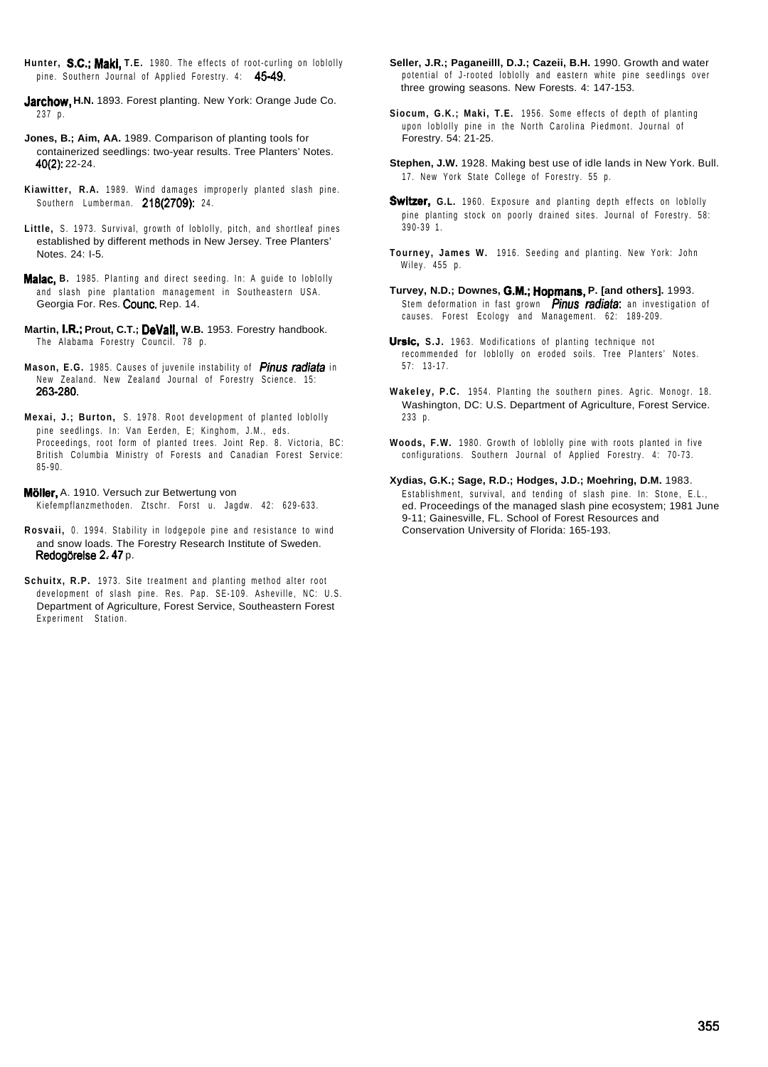**Hunter, S.C.; Maki, T.E.** 1980. The effects of root-curling on loblolly pine. Southern Journal of Applied Forestry. 4: 45-49.

**Jarchow, H.N.** 1893. Forest planting. New York: Orange Jude Co. 237 p.

**Jones, B.; Aim, AA.** 1989. Comparison of planting tools for containerized seedlings: two-year results. Tree Planters' Notes. 40(2): 22-24.

**Kiawitter, R.A.** 1989. Wind damages improperly planted slash pine. Southern Lumberman. 218(2709): 24.

**Little, S.** 1973. Survival, growth of loblolly, pitch, and shortleaf pines established by different methods in New Jersey. Tree Planters' Notes. 24: l-5.

**Malac, B.** 1985. Planting and direct seeding. In: A guide to loblolly and slash pine plantation management in Southeastern USA. Georgia For. Res. Counc. Rep. 14.

**Martin, I.R.; Prout, C.T.; DeVall, W.B.** 1953. Forestry handbook. The Alabama Forestry Council. 78 p.

**Mason, E.G.** 1985. Causes of juvenile instability of *Pinus radiata* in New Zealand. New Zealand Journal of Forestry Science. 15: 263-280.

**Mexai, J.; Burton, S.** 1978. Root development of planted loblolly pine seedlings. In: Van Eerden, E; Kinghom, J.M., eds. Proceedings, root form of planted trees. Joint Rep. 8. Victoria, BC: British Columbia Ministry of Forests and Canadian Forest Service: 85-90.

**Möller, A.** 1910. Versuch zur Betwertung von Kiefempflanzmethoden. Ztschr. Forst u. Jagdw. 42: 629-633.

**Rosvaii, 0.** 1994. Stability in lodgepole pine and resistance to wind and snow loads. The Forestry Research Institute of Sweden. Redogörelse 2. 47 p.

**Schuitx, R.P.** 1973. Site treatment and planting method alter root development of slash pine. Res. Pap. SE-109. Asheville, NC: U.S. Department of Agriculture, Forest Service, Southeastern Forest Experiment Station.

**Seller, J.R.; Pageneilll, D.J.; Cazeii, B.H.** 1990. Growth and water potential of J-rooted loblolly and eastern white pine seedlings over three growing seasons. New Forests. 4: 147-153.

**Siocum, G.K.; Maki, T.E.** 1956. Some effects of depth of planting upon loblolly pine in the North Carolina Piedmont. Journal of Forestry. 54: 21-25.

**Stephen, J.W.** 1928. Making best use of idle lands in New York. Bull. 17. New York State College of Forestry. 55 p.

**Switzer, G.L.** 1960. Exposure and planting depth effects on loblolly pine planting stock on poorly drained sites. Journal of Forestry. 58: 390-39 1.

**Tourney, James W.** 1916. Seeding and planting. New York: John Wiley. 455 p.

**Turvey, N.D.; Downes, G.M.; Hopmans, P. [and others].** 1993. Stem deformation in fast grown *Pinus radiata*: an investigation of causes. Forest Ecology and Management. 62: 189-209.

**Ursic, S.J.** 1963. Modifications of planting technique not recommended for loblolly on eroded soils. Tree Planters' Notes. 57: 13-17.

**Wakeley, P.C.** 1954. Planting the southern pines. Agric. Monogr. 18. Washington, DC: U.S. Department of Agriculture, Forest Service. 233 p.

**Woods, F.W.** 1980. Growth of loblolly pine with roots planted in five configurations. Southern Journal of Applied Forestry. 4: 70-73.

**Xydias, G.K.; Sage, R.D.; Hodges, J.D.; Moehring, D.M.** 1983. Establishment, survival, and tending of slash pine. In: Stone, E.L., ed. Proceedings of the managed slash pine ecosystem; 1981 June 9-11; Gainesville, FL. School of Forest Resources and Conservation University of Florida: 165-193.